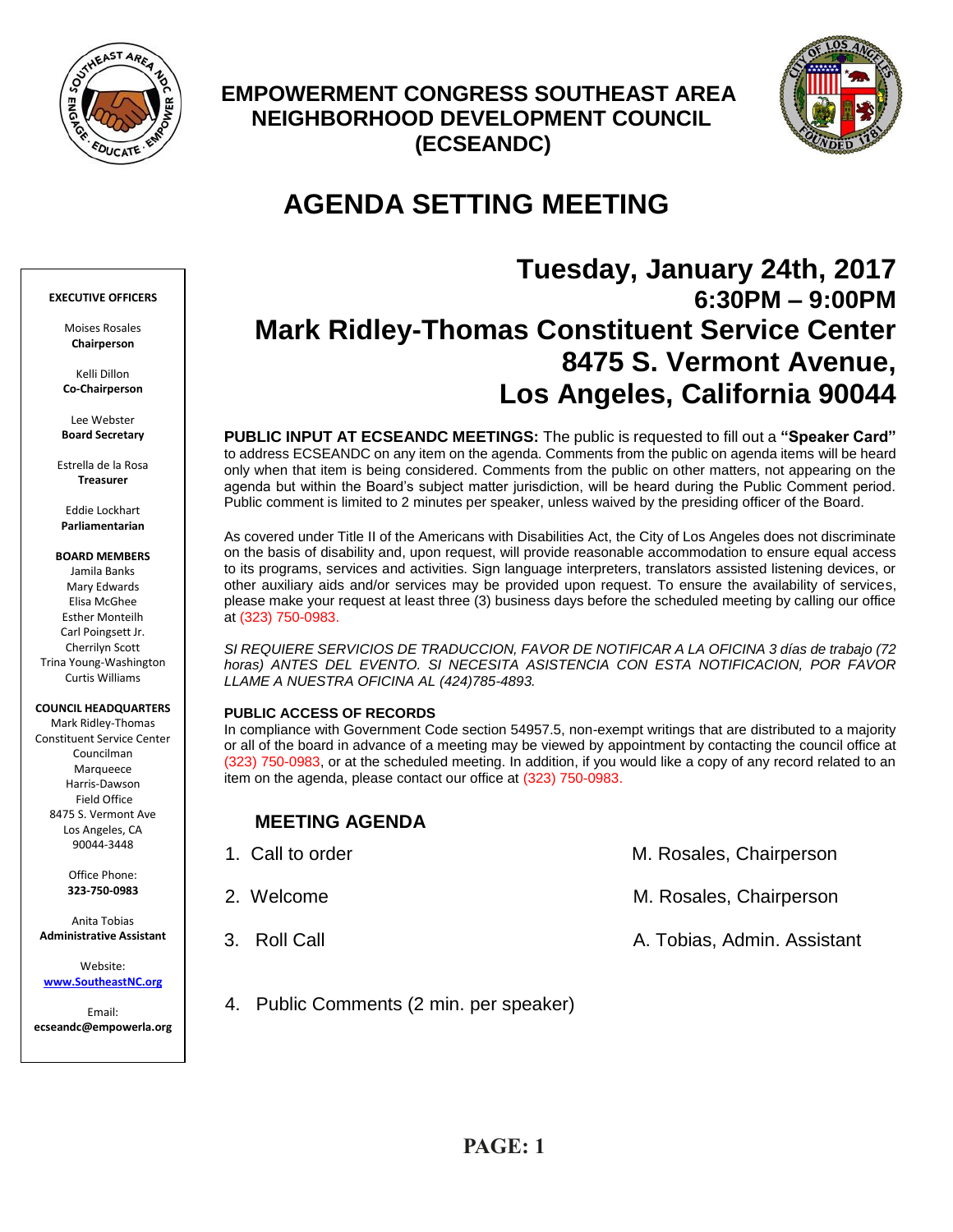# EMPOWERMENT CONGRESS SOUTHEAST AREA NEIGHBORHOOD DEVELOPMENT COUNCIL (ECSEANDC)

## AGENDA SETTING MEETING

**EXECUTIVE OFFICERS**

Moises Rosales
**Chairperson**

Kelli Dillon
**Co-Chairperson**

Lee Webster
**Board Secretary**

Estrella de la Rosa
**Treasurer**

Eddie Lockhart
**Parliamentarian**

**BOARD MEMBERS**
Jamila Banks
Mary Edwards
Elisa McGhee
Esther Monteilh
Carl Poingsett Jr.
Cherrilyn Scott
Trina Young-Washington
Curtis Williams

**COUNCIL HEADQUARTERS**
Mark Ridley-Thomas Constituent Service Center
Councilman Marqueece Harris-Dawson Field Office
8475 S. Vermont Ave
Los Angeles, CA 90044-3448

Office Phone:
**323-750-0983**

Anita Tobias
**Administrative Assistant**

Website:
**www.SoutheastNC.org**

Email:
**ecseandc@empowerla.org**

## Tuesday, January 24th, 2017
### 6:30PM – 9:00PM
### Mark Ridley-Thomas Constituent Service Center
### 8475 S. Vermont Avenue, Los Angeles, California 90044

**PUBLIC INPUT AT ECSEANDC MEETINGS:** The public is requested to fill out a **"Speaker Card"** to address ECSEANDC on any item on the agenda. Comments from the public on agenda items will be heard only when that item is being considered. Comments from the public on other matters, not appearing on the agenda but within the Board's subject matter jurisdiction, will be heard during the Public Comment period. Public comment is limited to 2 minutes per speaker, unless waived by the presiding officer of the Board.

As covered under Title II of the Americans with Disabilities Act, the City of Los Angeles does not discriminate on the basis of disability and, upon request, will provide reasonable accommodation to ensure equal access to its programs, services and activities. Sign language interpreters, translators assisted listening devices, or other auxiliary aids and/or services may be provided upon request. To ensure the availability of services, please make your request at least three (3) business days before the scheduled meeting by calling our office at (323) 750-0983.

*SI REQUIERE SERVICIOS DE TRADUCCION, FAVOR DE NOTIFICAR A LA OFICINA 3 días de trabajo (72 horas) ANTES DEL EVENTO. SI NECESITA ASISTENCIA CON ESTA NOTIFICACION, POR FAVOR LLAME A NUESTRA OFICINA AL (424)785-4893.*

**PUBLIC ACCESS OF RECORDS**
In compliance with Government Code section 54957.5, non-exempt writings that are distributed to a majority or all of the board in advance of a meeting may be viewed by appointment by contacting the council office at (323) 750-0983, or at the scheduled meeting. In addition, if you would like a copy of any record related to an item on the agenda, please contact our office at (323) 750-0983.

### MEETING AGENDA

1. Call to order — M. Rosales, Chairperson
2. Welcome — M. Rosales, Chairperson
3. Roll Call — A. Tobias, Admin. Assistant
4. Public Comments (2 min. per speaker)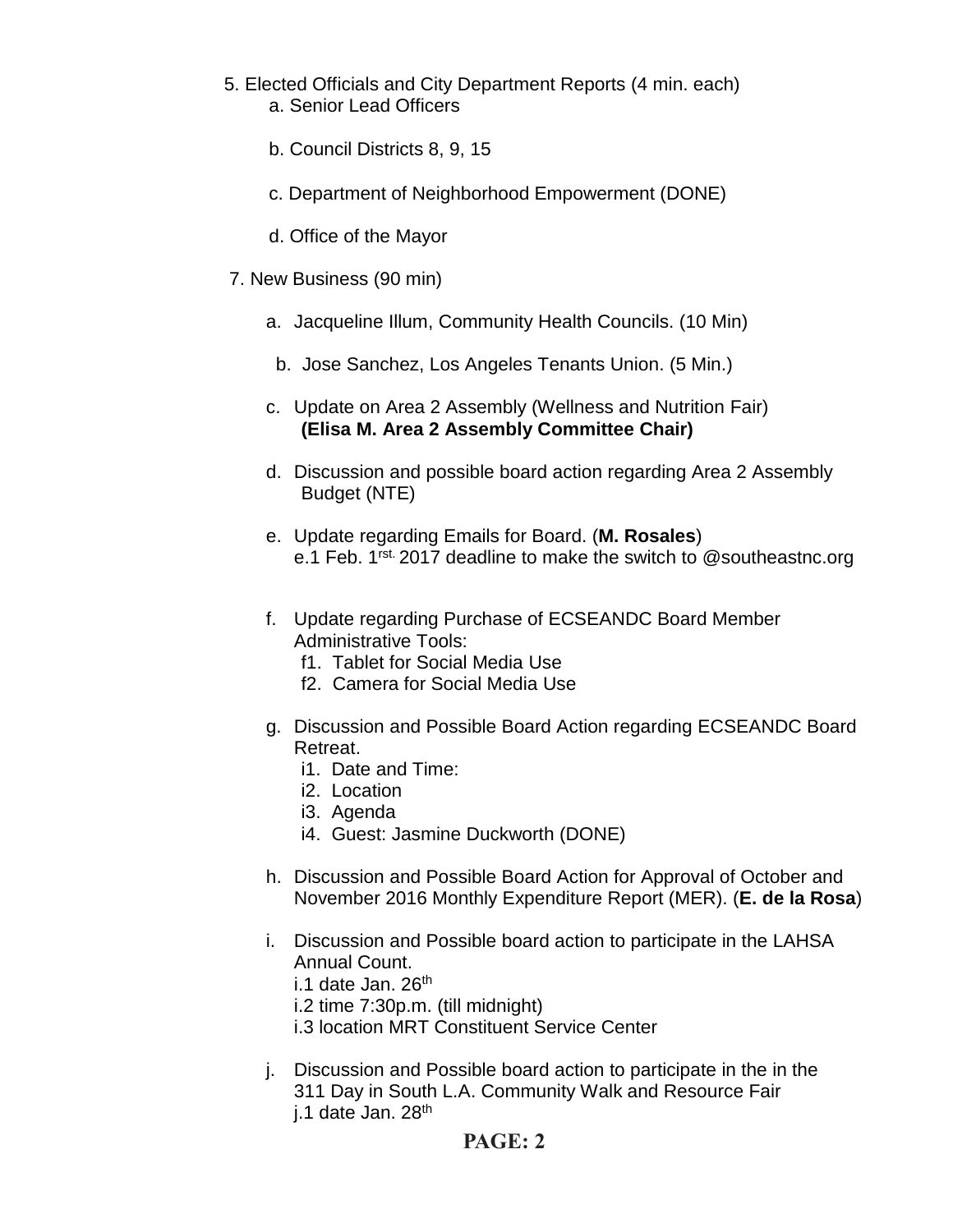5. Elected Officials and City Department Reports (4 min. each)
   - a. Senior Lead Officers
   - b. Council Districts 8, 9, 15
   - c. Department of Neighborhood Empowerment (DONE)
   - d. Office of the Mayor

7. New Business (90 min)
   - a. Jacqueline Illum, Community Health Councils. (10 Min)
   - b. Jose Sanchez, Los Angeles Tenants Union. (5 Min.)
   - c. Update on Area 2 Assembly (Wellness and Nutrition Fair) **(Elisa M. Area 2 Assembly Committee Chair)**
   - d. Discussion and possible board action regarding Area 2 Assembly Budget (NTE)
   - e. Update regarding Emails for Board. (**M. Rosales**)  
     e.1 Feb. 1rst. 2017 deadline to make the switch to @southeastnc.org
   - f. Update regarding Purchase of ECSEANDC Board Member Administrative Tools:
     - f1. Tablet for Social Media Use
     - f2. Camera for Social Media Use
   - g. Discussion and Possible Board Action regarding ECSEANDC Board Retreat.
     - i1. Date and Time:
     - i2. Location
     - i3. Agenda
     - i4. Guest: Jasmine Duckworth (DONE)
   - h. Discussion and Possible Board Action for Approval of October and November 2016 Monthly Expenditure Report (MER). (**E. de la Rosa**)
   - i. Discussion and Possible board action to participate in the LAHSA Annual Count.  
     i.1 date Jan. 26th  
     i.2 time 7:30p.m. (till midnight)  
     i.3 location MRT Constituent Service Center
   - j. Discussion and Possible board action to participate in the in the 311 Day in South L.A. Community Walk and Resource Fair  
     j.1 date Jan. 28th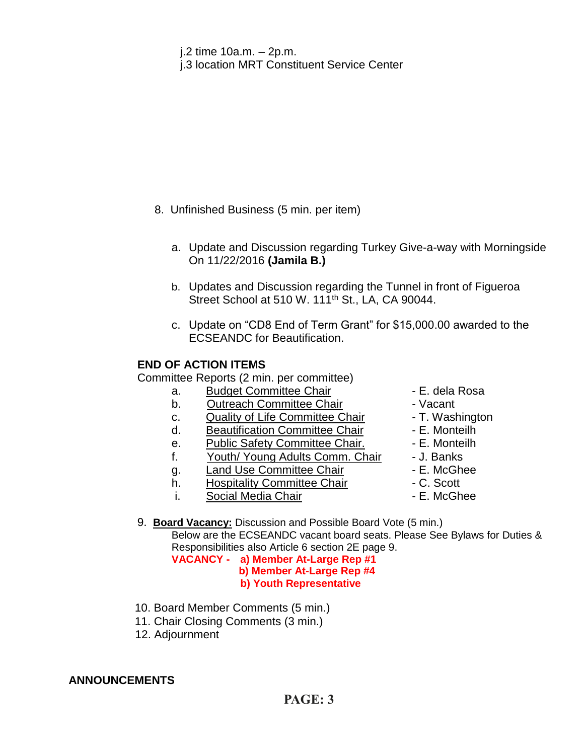j.2 time 10a.m. – 2p.m.
j.3 location MRT Constituent Service Center

8. Unfinished Business (5 min. per item)

   a. Update and Discussion regarding Turkey Give-a-way with Morningside On 11/22/2016 **(Jamila B.)**

   b. Updates and Discussion regarding the Tunnel in front of Figueroa Street School at 510 W. 111th St., LA, CA 90044.

   c. Update on "CD8 End of Term Grant" for $15,000.00 awarded to the ECSEANDC for Beautification.

**END OF ACTION ITEMS**

Committee Reports (2 min. per committee)

| | | |
|---|---|---|
| a. | Budget Committee Chair | - E. dela Rosa |
| b. | Outreach Committee Chair | - Vacant |
| c. | Quality of Life Committee Chair | - T. Washington |
| d. | Beautification Committee Chair | - E. Monteilh |
| e. | Public Safety Committee Chair. | - E. Monteilh |
| f. | Youth/ Young Adults Comm. Chair | - J. Banks |
| g. | Land Use Committee Chair | - E. McGhee |
| h. | Hospitality Committee Chair | - C. Scott |
| i. | Social Media Chair | - E. McGhee |

9. **Board Vacancy:** Discussion and Possible Board Vote (5 min.)
   Below are the ECSEANDC vacant board seats. Please See Bylaws for Duties & Responsibilities also Article 6 section 2E page 9.
   **VACANCY - a) Member At-Large Rep #1**
   **b) Member At-Large Rep #4**
   **b) Youth Representative**

10. Board Member Comments (5 min.)
11. Chair Closing Comments (3 min.)
12. Adjournment

**ANNOUNCEMENTS**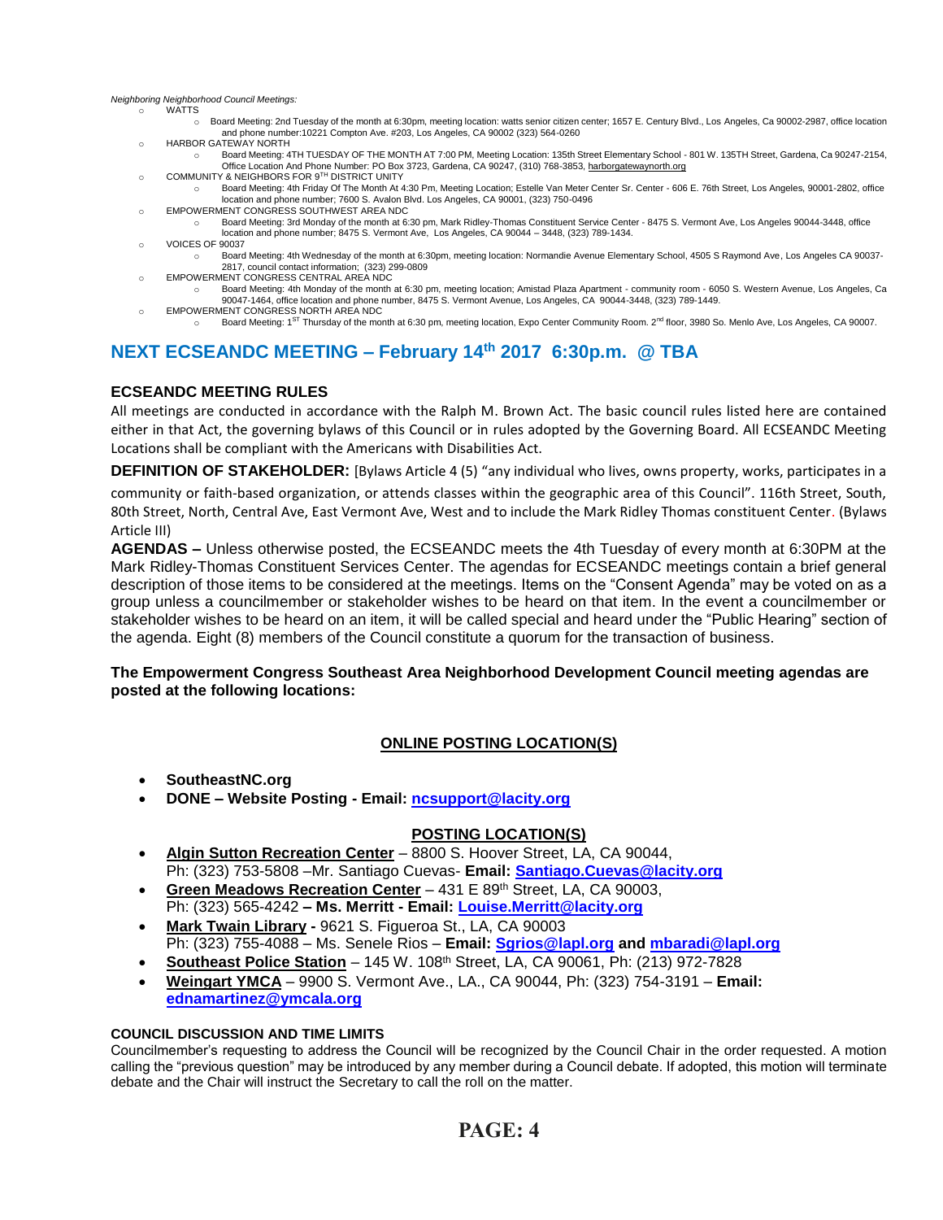*Neighboring Neighborhood Council Meetings:*

- WATTS
  - Board Meeting: 2nd Tuesday of the month at 6:30pm, meeting location: watts senior citizen center; 1657 E. Century Blvd., Los Angeles, Ca 90002-2987, office location and phone number:10221 Compton Ave. #203, Los Angeles, CA 90002 (323) 564-0260
- HARBOR GATEWAY NORTH
  - Board Meeting: 4TH TUESDAY OF THE MONTH AT 7:00 PM, Meeting Location: 135th Street Elementary School - 801 W. 135TH Street, Gardena, Ca 90247-2154, Office Location And Phone Number: PO Box 3723, Gardena, CA 90247, (310) 768-3853, harborgatewaynorth.org
- COMMUNITY & NEIGHBORS FOR 9TH DISTRICT UNITY
  - Board Meeting: 4th Friday Of The Month At 4:30 Pm, Meeting Location; Estelle Van Meter Center Sr. Center - 606 E. 76th Street, Los Angeles, 90001-2802, office location and phone number; 7600 S. Avalon Blvd. Los Angeles, CA 90001, (323) 750-0496
- EMPOWERMENT CONGRESS SOUTHWEST AREA NDC
  - Board Meeting: 3rd Monday of the month at 6:30 pm, Mark Ridley-Thomas Constituent Service Center - 8475 S. Vermont Ave, Los Angeles 90044-3448, office location and phone number; 8475 S. Vermont Ave, Los Angeles, CA 90044 – 3448, (323) 789-1434.
- VOICES OF 90037
  - Board Meeting: 4th Wednesday of the month at 6:30pm, meeting location: Normandie Avenue Elementary School, 4505 S Raymond Ave, Los Angeles CA 90037-2817, council contact information; (323) 299-0809
- EMPOWERMENT CONGRESS CENTRAL AREA NDC
  - Board Meeting: 4th Monday of the month at 6:30 pm, meeting location; Amistad Plaza Apartment - community room - 6050 S. Western Avenue, Los Angeles, Ca 90047-1464, office location and phone number, 8475 S. Vermont Avenue, Los Angeles, CA 90044-3448, (323) 789-1449.
- EMPOWERMENT CONGRESS NORTH AREA NDC
  - Board Meeting: 1ST Thursday of the month at 6:30 pm, meeting location, Expo Center Community Room. 2nd floor, 3980 So. Menlo Ave, Los Angeles, CA 90007.

## NEXT ECSEANDC MEETING – February 14th 2017 6:30p.m. @ TBA

### ECSEANDC MEETING RULES

All meetings are conducted in accordance with the Ralph M. Brown Act. The basic council rules listed here are contained either in that Act, the governing bylaws of this Council or in rules adopted by the Governing Board. All ECSEANDC Meeting Locations shall be compliant with the Americans with Disabilities Act.

**DEFINITION OF STAKEHOLDER:** [Bylaws Article 4 (5) "any individual who lives, owns property, works, participates in a community or faith-based organization, or attends classes within the geographic area of this Council". 116th Street, South, 80th Street, North, Central Ave, East Vermont Ave, West and to include the Mark Ridley Thomas constituent Center. (Bylaws Article III)

**AGENDAS –** Unless otherwise posted, the ECSEANDC meets the 4th Tuesday of every month at 6:30PM at the Mark Ridley-Thomas Constituent Services Center. The agendas for ECSEANDC meetings contain a brief general description of those items to be considered at the meetings. Items on the "Consent Agenda" may be voted on as a group unless a councilmember or stakeholder wishes to be heard on that item. In the event a councilmember or stakeholder wishes to be heard on an item, it will be called special and heard under the "Public Hearing" section of the agenda. Eight (8) members of the Council constitute a quorum for the transaction of business.

**The Empowerment Congress Southeast Area Neighborhood Development Council meeting agendas are posted at the following locations:**

**ONLINE POSTING LOCATION(S)**

- **SoutheastNC.org**
- **DONE – Website Posting - Email: ncsupport@lacity.org**

**POSTING LOCATION(S)**

- **Algin Sutton Recreation Center** – 8800 S. Hoover Street, LA, CA 90044, Ph: (323) 753-5808 –Mr. Santiago Cuevas- **Email: Santiago.Cuevas@lacity.org**
- **Green Meadows Recreation Center** – 431 E 89th Street, LA, CA 90003, Ph: (323) 565-4242 **– Ms. Merritt - Email: Louise.Merritt@lacity.org**
- **Mark Twain Library -** 9621 S. Figueroa St., LA, CA 90003 Ph: (323) 755-4088 – Ms. Senele Rios – **Email: Sgrios@lapl.org and mbaradi@lapl.org**
- **Southeast Police Station** – 145 W. 108th Street, LA, CA 90061, Ph: (213) 972-7828
- **Weingart YMCA** – 9900 S. Vermont Ave., LA., CA 90044, Ph: (323) 754-3191 – **Email: ednamartinez@ymcala.org**

#### COUNCIL DISCUSSION AND TIME LIMITS

Councilmember's requesting to address the Council will be recognized by the Council Chair in the order requested. A motion calling the "previous question" may be introduced by any member during a Council debate. If adopted, this motion will terminate debate and the Chair will instruct the Secretary to call the roll on the matter.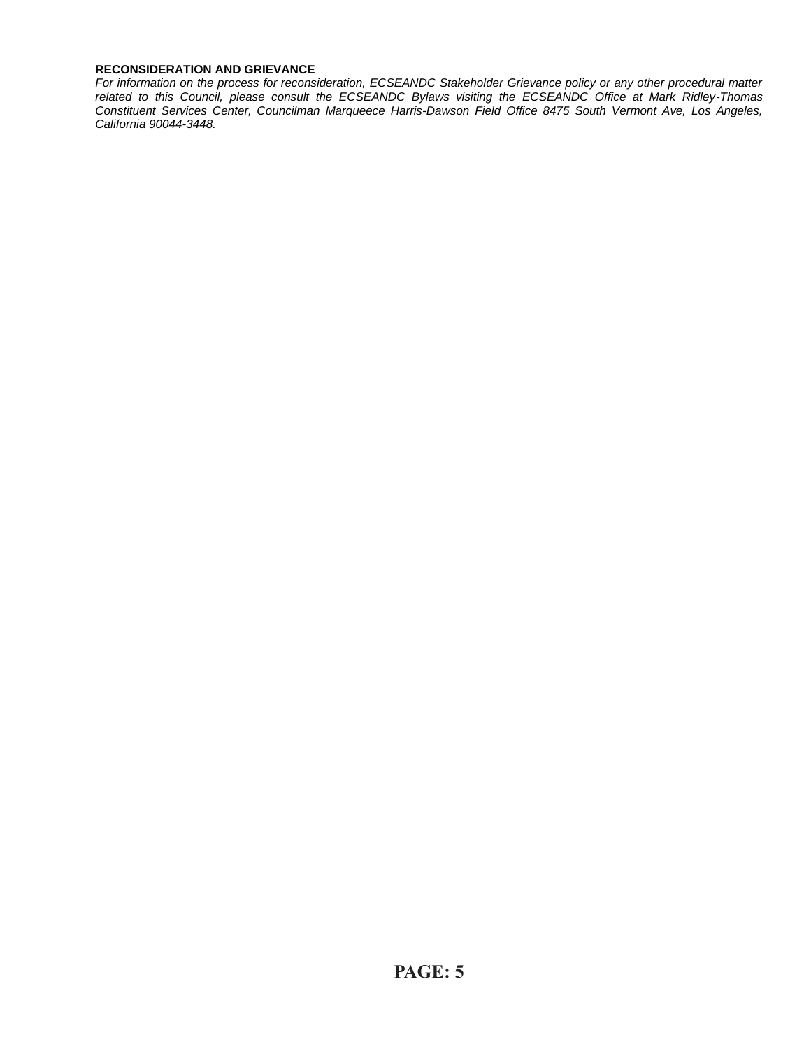**RECONSIDERATION AND GRIEVANCE**

*For information on the process for reconsideration, ECSEANDC Stakeholder Grievance policy or any other procedural matter related to this Council, please consult the ECSEANDC Bylaws visiting the ECSEANDC Office at Mark Ridley-Thomas Constituent Services Center, Councilman Marqueece Harris-Dawson Field Office 8475 South Vermont Ave, Los Angeles, California 90044-3448.*